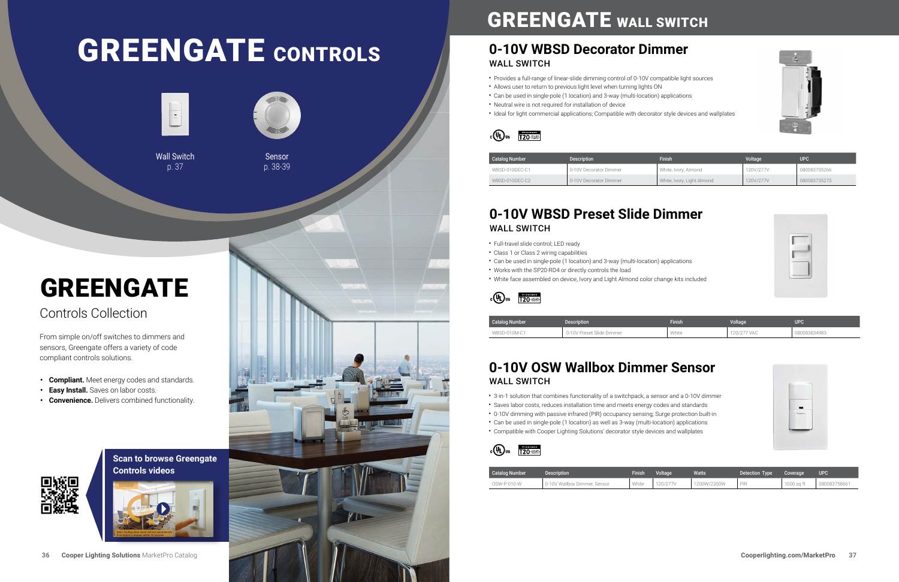# GREENGATE CONTROLS

Wall Switch
p. 37

Sensor
p. 38-39

# GREENGATE

## Controls Collection

From simple on/off switches to dimmers and sensors, Greengate offers a variety of code compliant controls solutions.

- **Compliant.** Meet energy codes and standards.
- **Easy Install.** Saves on labor costs.
- **Convenience.** Delivers combined functionality.

**Scan to browse Greengate Controls videos**

# GREENGATE WALL SWITCH

## 0-10V WBSD Decorator Dimmer

### WALL SWITCH

- Provides a full-range of linear-slide dimming control of 0-10V compatible light sources
- Allows user to return to previous light level when turning lights ON
- Can be used in single-pole (1 location) and 3-way (multi-location) applications
- Neutral wire is not required for installation of device
- Ideal for light commercial applications; Compatible with decorator style devices and wallplates

| Catalog Number | Description | Finish | Voltage | UPC |
|---|---|---|---|---|
| WBSD-010DEC-C1 | 0-10V Decorator Dimmer | White, Ivory, Almond | 120V/277V | 080083735266 |
| WBSD-010DEC-C2 | 0-10V Decorator Dimmer | White, Ivory, Light Almond | 120V/277V | 080083735273 |

## 0-10V WBSD Preset Slide Dimmer

### WALL SWITCH

- Full-travel slide control; LED ready
- Class 1 or Class 2 wiring capabilities
- Can be used in single-pole (1 location) and 3-way (multi-location) applications
- Works with the SP20-RD4 or directly controls the load
- White face assembled on device, Ivory and Light Almond color change kits included

| Catalog Number | Description | Finish | Voltage | UPC |
|---|---|---|---|---|
| WBSD-010M-C1 | 0-10V Preset Slide Dimmer | White | 120/277 VAC | 080083834983 |

## 0-10V OSW Wallbox Dimmer Sensor

### WALL SWITCH

- 3-in-1 solution that combines functionality of a switchpack, a sensor and a 0-10V dimmer
- Saves labor costs, reduces installation time and meets energy codes and standards
- 0-10V dimming with passive infrared (PIR) occupancy sensing; Surge protection built-in
- Can be used in single-pole (1 location) as well as 3-way (multi-location) applications
- Compatible with Cooper Lighting Solutions' decorator style devices and wallplates

| Catalog Number | Description | Finish | Voltage | Watts | Detection Type | Coverage | UPC |
|---|---|---|---|---|---|---|---|
| OSW-P-010-W | 0-10V Wallbox Dimmer, Sensor | White | 120/277V | 1200W/2200W | PIR | 1000 sq ft. | 080083758661 |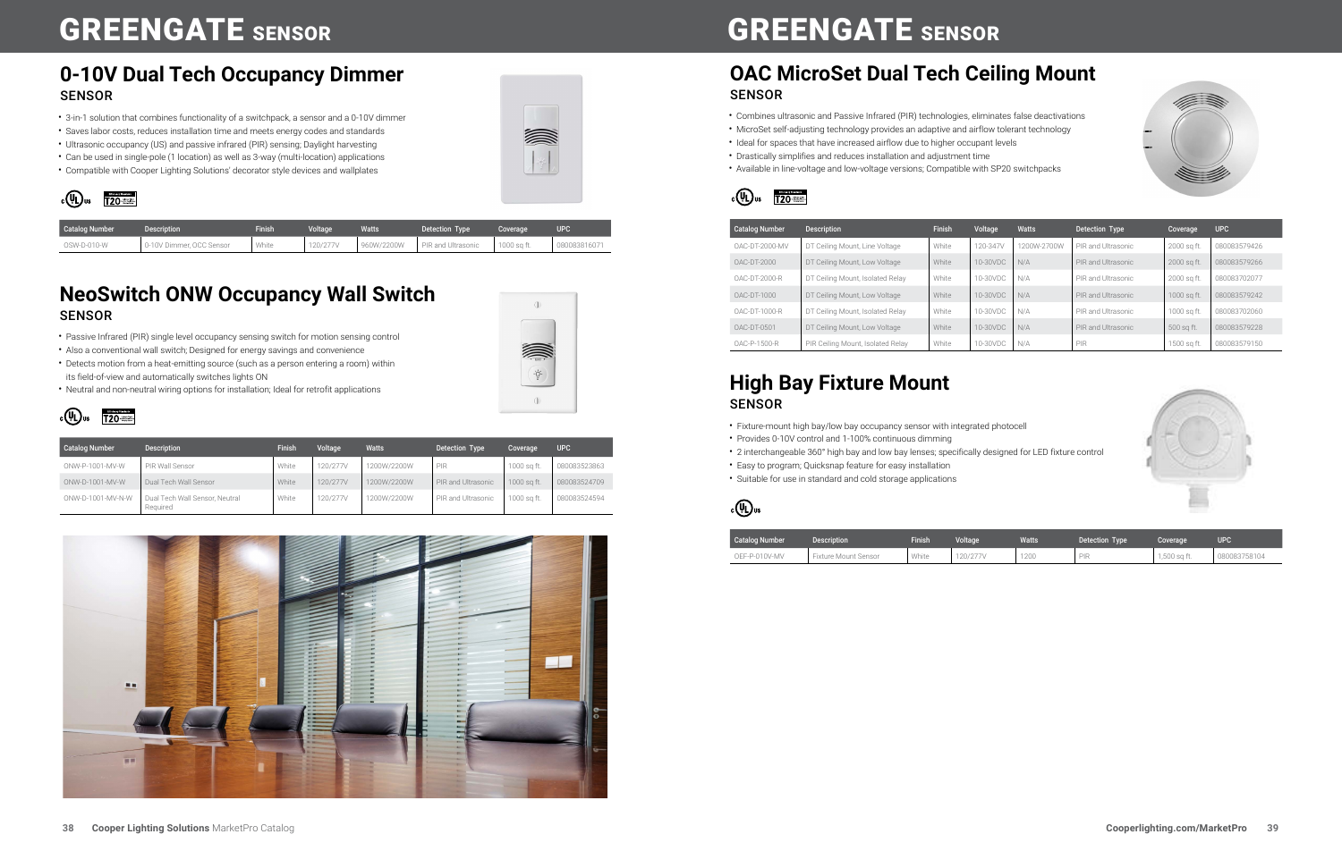# GREENGATE SENSOR

## 0-10V Dual Tech Occupancy Dimmer

### SENSOR

- 3-in-1 solution that combines functionality of a switchpack, a sensor and a 0-10V dimmer
- Saves labor costs, reduces installation time and meets energy codes and standards
- Ultrasonic occupancy (US) and passive infrared (PIR) sensing; Daylight harvesting
- Can be used in single-pole (1 location) as well as 3-way (multi-location) applications
- Compatible with Cooper Lighting Solutions' decorator style devices and wallplates

| Catalog Number | Description | Finish | Voltage | Watts | Detection Type | Coverage | UPC |
|---|---|---|---|---|---|---|---|
| OSW-D-010-W | 0-10V Dimmer, OCC Sensor | White | 120/277V | 960W/2200W | PIR and Ultrasonic | 1000 sq ft. | 080083816071 |

## NeoSwitch ONW Occupancy Wall Switch

### SENSOR

- Passive Infrared (PIR) single level occupancy sensing switch for motion sensing control
- Also a conventional wall switch; Designed for energy savings and convenience
- Detects motion from a heat-emitting source (such as a person entering a room) within its field-of-view and automatically switches lights ON
- Neutral and non-neutral wiring options for installation; Ideal for retrofit applications

| Catalog Number | Description | Finish | Voltage | Watts | Detection Type | Coverage | UPC |
|---|---|---|---|---|---|---|---|
| ONW-P-1001-MV-W | PIR Wall Sensor | White | 120/277V | 1200W/2200W | PIR | 1000 sq ft. | 080083523863 |
| ONW-D-1001-MV-W | Dual Tech Wall Sensor | White | 120/277V | 1200W/2200W | PIR and Ultrasonic | 1000 sq ft. | 080083524709 |
| ONW-D-1001-MV-N-W | Dual Tech Wall Sensor, Neutral Required | White | 120/277V | 1200W/2200W | PIR and Ultrasonic | 1000 sq ft. | 080083524594 |

## OAC MicroSet Dual Tech Ceiling Mount

### SENSOR

- Combines ultrasonic and Passive Infrared (PIR) technologies, eliminates false deactivations
- MicroSet self-adjusting technology provides an adaptive and airflow tolerant technology
- Ideal for spaces that have increased airflow due to higher occupant levels
- Drastically simplifies and reduces installation and adjustment time
- Available in line-voltage and low-voltage versions; Compatible with SP20 switchpacks

| Catalog Number | Description | Finish | Voltage | Watts | Detection Type | Coverage | UPC |
|---|---|---|---|---|---|---|---|
| OAC-DT-2000-MV | DT Ceiling Mount, Line Voltage | White | 120-347V | 1200W-2700W | PIR and Ultrasonic | 2000 sq ft. | 080083579426 |
| OAC-DT-2000 | DT Ceiling Mount, Low Voltage | White | 10-30VDC | N/A | PIR and Ultrasonic | 2000 sq ft. | 080083579266 |
| OAC-DT-2000-R | DT Ceiling Mount, Isolated Relay | White | 10-30VDC | N/A | PIR and Ultrasonic | 2000 sq ft. | 080083702077 |
| OAC-DT-1000 | DT Ceiling Mount, Low Voltage | White | 10-30VDC | N/A | PIR and Ultrasonic | 1000 sq ft. | 080083579242 |
| OAC-DT-1000-R | DT Ceiling Mount, Isolated Relay | White | 10-30VDC | N/A | PIR and Ultrasonic | 1000 sq ft. | 080083702060 |
| OAC-DT-0501 | DT Ceiling Mount, Low Voltage | White | 10-30VDC | N/A | PIR and Ultrasonic | 500 sq ft. | 080083579228 |
| OAC-P-1500-R | PIR Ceiling Mount, Isolated Relay | White | 10-30VDC | N/A | PIR | 1500 sq ft. | 080083579150 |

## High Bay Fixture Mount

### SENSOR

- Fixture-mount high bay/low bay occupancy sensor with integrated photocell
- Provides 0-10V control and 1-100% continuous dimming
- 2 interchangeable 360° high bay and low bay lenses; specifically designed for LED fixture control
- Easy to program; Quicksnap feature for easy installation
- Suitable for use in standard and cold storage applications

| Catalog Number | Description | Finish | Voltage | Watts | Detection Type | Coverage | UPC |
|---|---|---|---|---|---|---|---|
| OEF-P-010V-MV | Fixture Mount Sensor | White | 120/277V | 1200 | PIR | 1,500 sq ft. | 080083758104 |